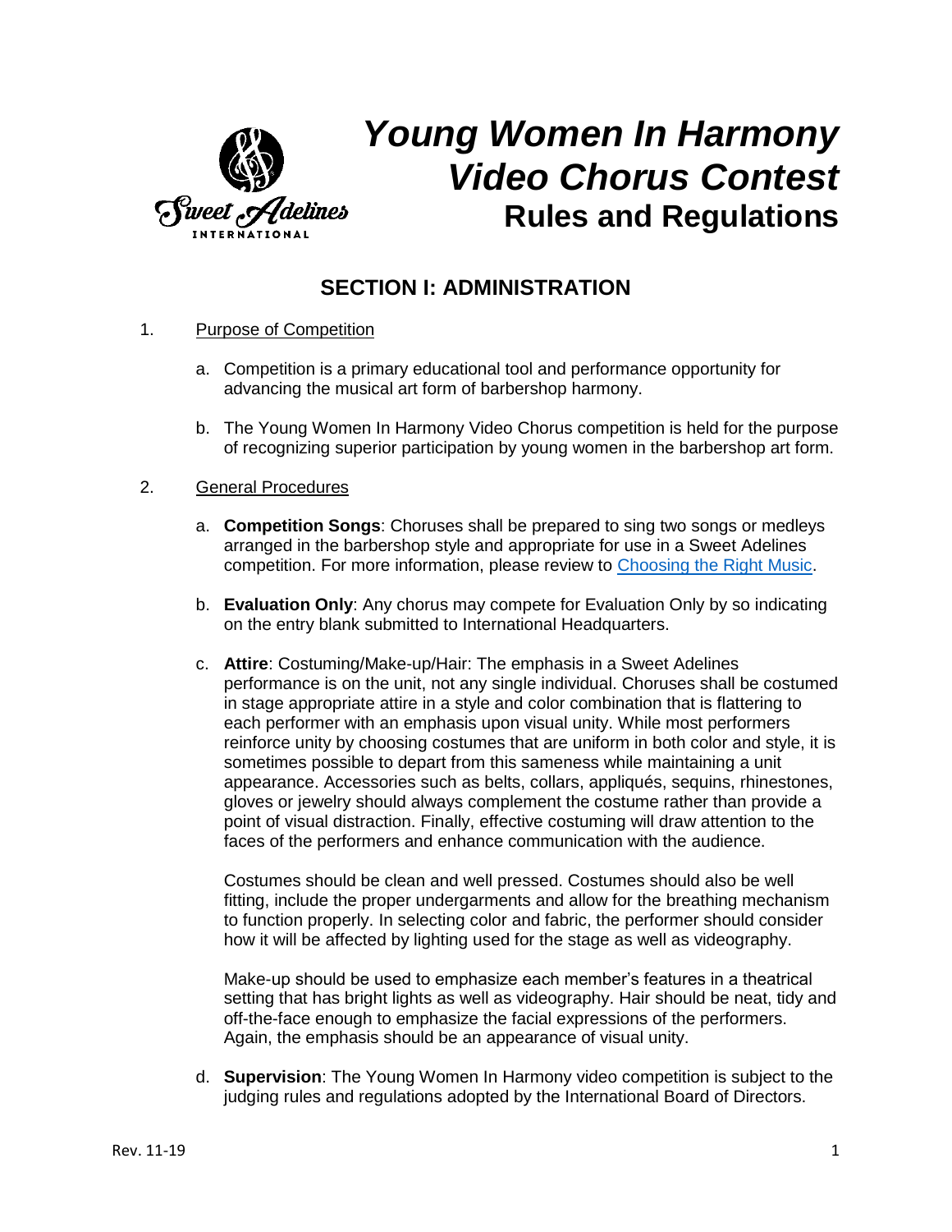# *Young Women In Harmony Video Chorus Contest*
# Rules and Regulations

## SECTION I: ADMINISTRATION

1. Purpose of Competition

   a. Competition is a primary educational tool and performance opportunity for advancing the musical art form of barbershop harmony.

   b. The Young Women In Harmony Video Chorus competition is held for the purpose of recognizing superior participation by young women in the barbershop art form.

2. General Procedures

   a. **Competition Songs**: Choruses shall be prepared to sing two songs or medleys arranged in the barbershop style and appropriate for use in a Sweet Adelines competition. For more information, please review to [Choosing the Right Music](#).

   b. **Evaluation Only**: Any chorus may compete for Evaluation Only by so indicating on the entry blank submitted to International Headquarters.

   c. **Attire**: Costuming/Make-up/Hair: The emphasis in a Sweet Adelines performance is on the unit, not any single individual. Choruses shall be costumed in stage appropriate attire in a style and color combination that is flattering to each performer with an emphasis upon visual unity. While most performers reinforce unity by choosing costumes that are uniform in both color and style, it is sometimes possible to depart from this sameness while maintaining a unit appearance. Accessories such as belts, collars, appliqués, sequins, rhinestones, gloves or jewelry should always complement the costume rather than provide a point of visual distraction. Finally, effective costuming will draw attention to the faces of the performers and enhance communication with the audience.

      Costumes should be clean and well pressed. Costumes should also be well fitting, include the proper undergarments and allow for the breathing mechanism to function properly. In selecting color and fabric, the performer should consider how it will be affected by lighting used for the stage as well as videography.

      Make-up should be used to emphasize each member's features in a theatrical setting that has bright lights as well as videography. Hair should be neat, tidy and off-the-face enough to emphasize the facial expressions of the performers. Again, the emphasis should be an appearance of visual unity.

   d. **Supervision**: The Young Women In Harmony video competition is subject to the judging rules and regulations adopted by the International Board of Directors.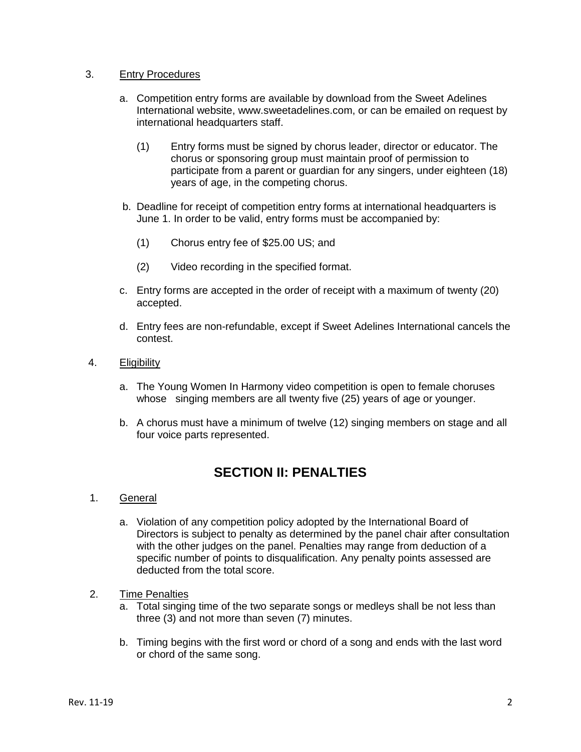3. Entry Procedures

   a. Competition entry forms are available by download from the Sweet Adelines International website, www.sweetadelines.com, or can be emailed on request by international headquarters staff.

      (1) Entry forms must be signed by chorus leader, director or educator. The chorus or sponsoring group must maintain proof of permission to participate from a parent or guardian for any singers, under eighteen (18) years of age, in the competing chorus.

   b. Deadline for receipt of competition entry forms at international headquarters is June 1. In order to be valid, entry forms must be accompanied by:

      (1) Chorus entry fee of $25.00 US; and

      (2) Video recording in the specified format.

   c. Entry forms are accepted in the order of receipt with a maximum of twenty (20) accepted.

   d. Entry fees are non-refundable, except if Sweet Adelines International cancels the contest.

4. Eligibility

   a. The Young Women In Harmony video competition is open to female choruses whose singing members are all twenty five (25) years of age or younger.

   b. A chorus must have a minimum of twelve (12) singing members on stage and all four voice parts represented.

## SECTION II: PENALTIES

1. General

   a. Violation of any competition policy adopted by the International Board of Directors is subject to penalty as determined by the panel chair after consultation with the other judges on the panel. Penalties may range from deduction of a specific number of points to disqualification. Any penalty points assessed are deducted from the total score.

2. Time Penalties

   a. Total singing time of the two separate songs or medleys shall be not less than three (3) and not more than seven (7) minutes.

   b. Timing begins with the first word or chord of a song and ends with the last word or chord of the same song.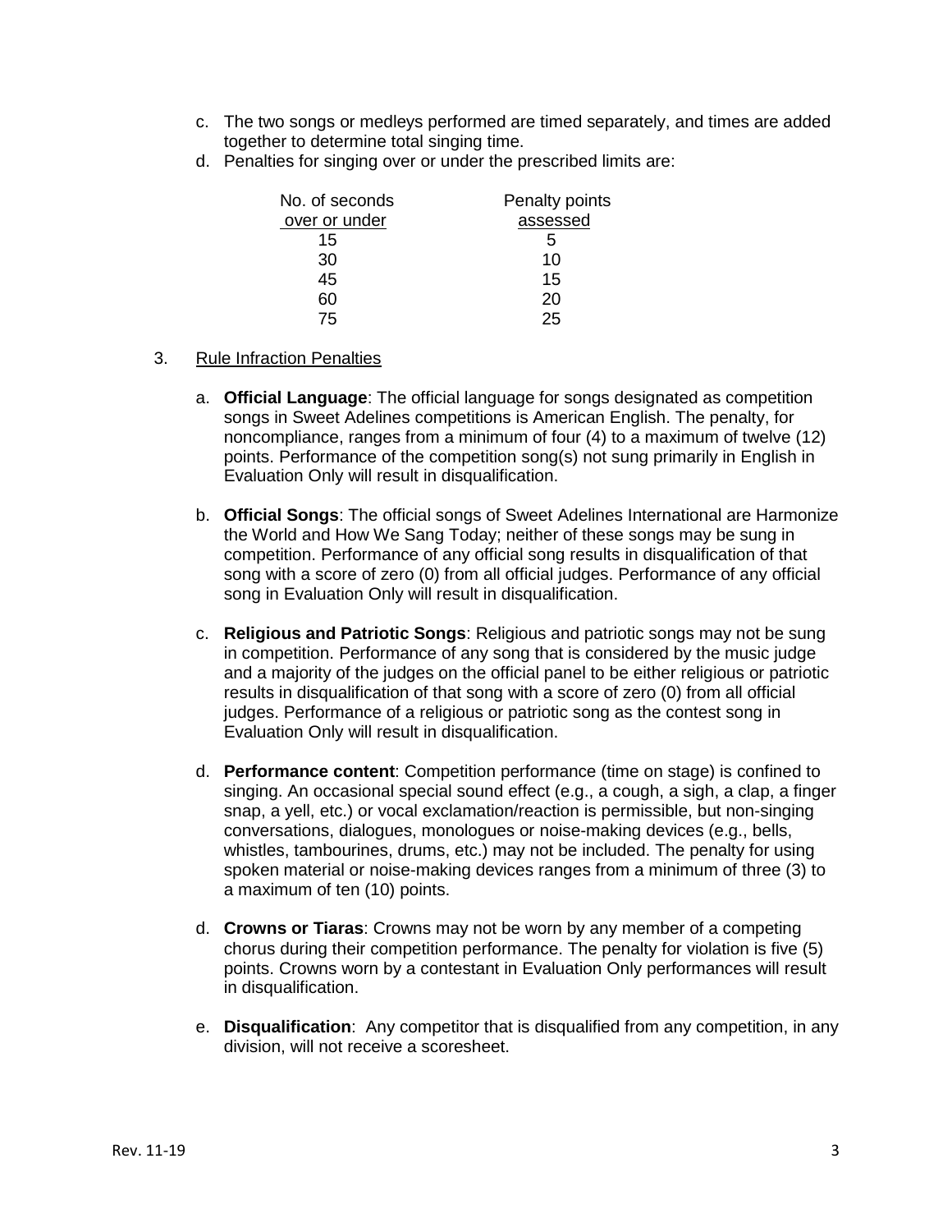c. The two songs or medleys performed are timed separately, and times are added together to determine total singing time.

d. Penalties for singing over or under the prescribed limits are:

| No. of seconds over or under | Penalty points assessed |
|---|---|
| 15 | 5 |
| 30 | 10 |
| 45 | 15 |
| 60 | 20 |
| 75 | 25 |

3. Rule Infraction Penalties

   a. **Official Language**: The official language for songs designated as competition songs in Sweet Adelines competitions is American English. The penalty, for noncompliance, ranges from a minimum of four (4) to a maximum of twelve (12) points. Performance of the competition song(s) not sung primarily in English in Evaluation Only will result in disqualification.

   b. **Official Songs**: The official songs of Sweet Adelines International are Harmonize the World and How We Sang Today; neither of these songs may be sung in competition. Performance of any official song results in disqualification of that song with a score of zero (0) from all official judges. Performance of any official song in Evaluation Only will result in disqualification.

   c. **Religious and Patriotic Songs**: Religious and patriotic songs may not be sung in competition. Performance of any song that is considered by the music judge and a majority of the judges on the official panel to be either religious or patriotic results in disqualification of that song with a score of zero (0) from all official judges. Performance of a religious or patriotic song as the contest song in Evaluation Only will result in disqualification.

   d. **Performance content**: Competition performance (time on stage) is confined to singing. An occasional special sound effect (e.g., a cough, a sigh, a clap, a finger snap, a yell, etc.) or vocal exclamation/reaction is permissible, but non-singing conversations, dialogues, monologues or noise-making devices (e.g., bells, whistles, tambourines, drums, etc.) may not be included. The penalty for using spoken material or noise-making devices ranges from a minimum of three (3) to a maximum of ten (10) points.

   d. **Crowns or Tiaras**: Crowns may not be worn by any member of a competing chorus during their competition performance. The penalty for violation is five (5) points. Crowns worn by a contestant in Evaluation Only performances will result in disqualification.

   e. **Disqualification**: Any competitor that is disqualified from any competition, in any division, will not receive a scoresheet.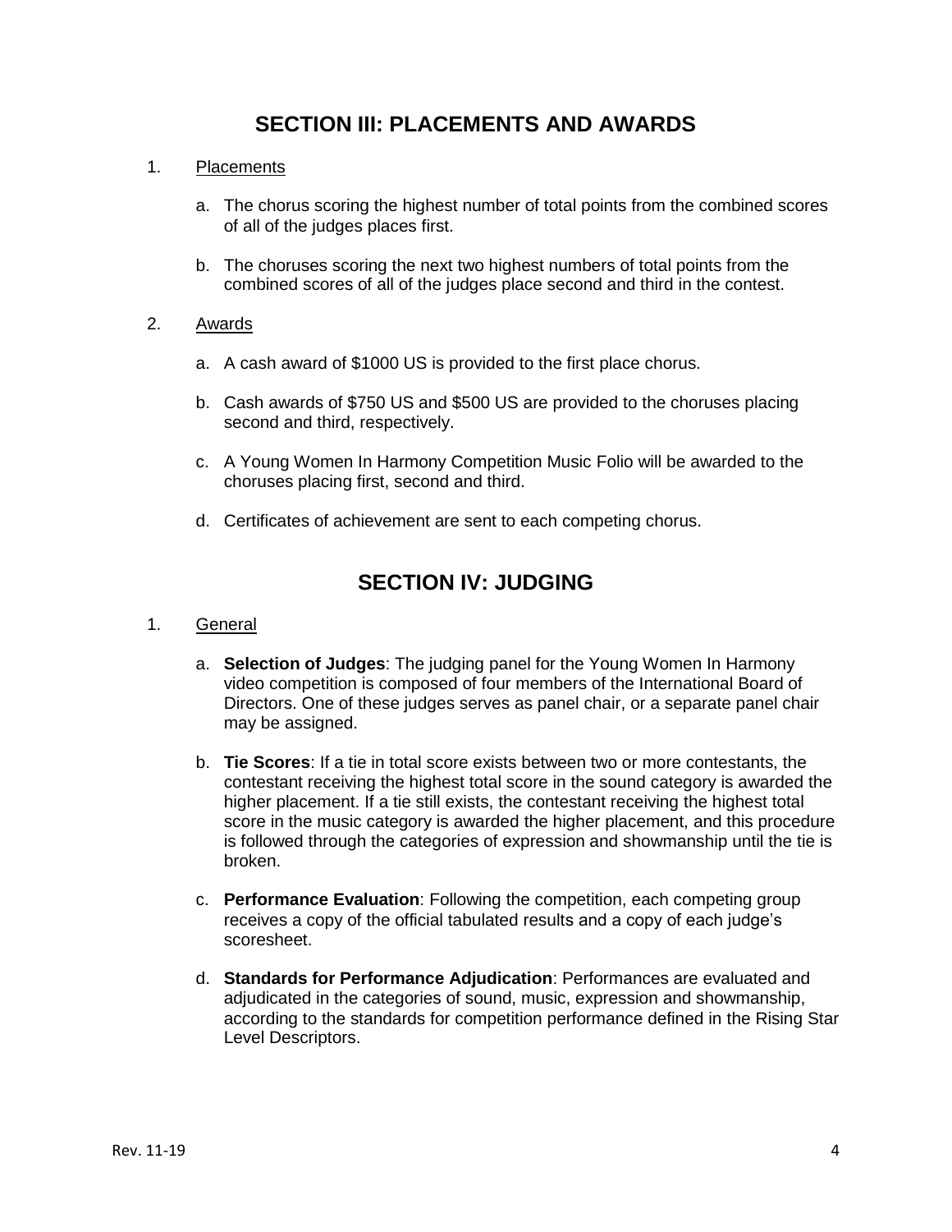## SECTION III: PLACEMENTS AND AWARDS

1. Placements

   a. The chorus scoring the highest number of total points from the combined scores of all of the judges places first.

   b. The choruses scoring the next two highest numbers of total points from the combined scores of all of the judges place second and third in the contest.

2. Awards

   a. A cash award of $1000 US is provided to the first place chorus.

   b. Cash awards of $750 US and $500 US are provided to the choruses placing second and third, respectively.

   c. A Young Women In Harmony Competition Music Folio will be awarded to the choruses placing first, second and third.

   d. Certificates of achievement are sent to each competing chorus.

## SECTION IV: JUDGING

1. General

   a. **Selection of Judges**: The judging panel for the Young Women In Harmony video competition is composed of four members of the International Board of Directors. One of these judges serves as panel chair, or a separate panel chair may be assigned.

   b. **Tie Scores**: If a tie in total score exists between two or more contestants, the contestant receiving the highest total score in the sound category is awarded the higher placement. If a tie still exists, the contestant receiving the highest total score in the music category is awarded the higher placement, and this procedure is followed through the categories of expression and showmanship until the tie is broken.

   c. **Performance Evaluation**: Following the competition, each competing group receives a copy of the official tabulated results and a copy of each judge's scoresheet.

   d. **Standards for Performance Adjudication**: Performances are evaluated and adjudicated in the categories of sound, music, expression and showmanship, according to the standards for competition performance defined in the Rising Star Level Descriptors.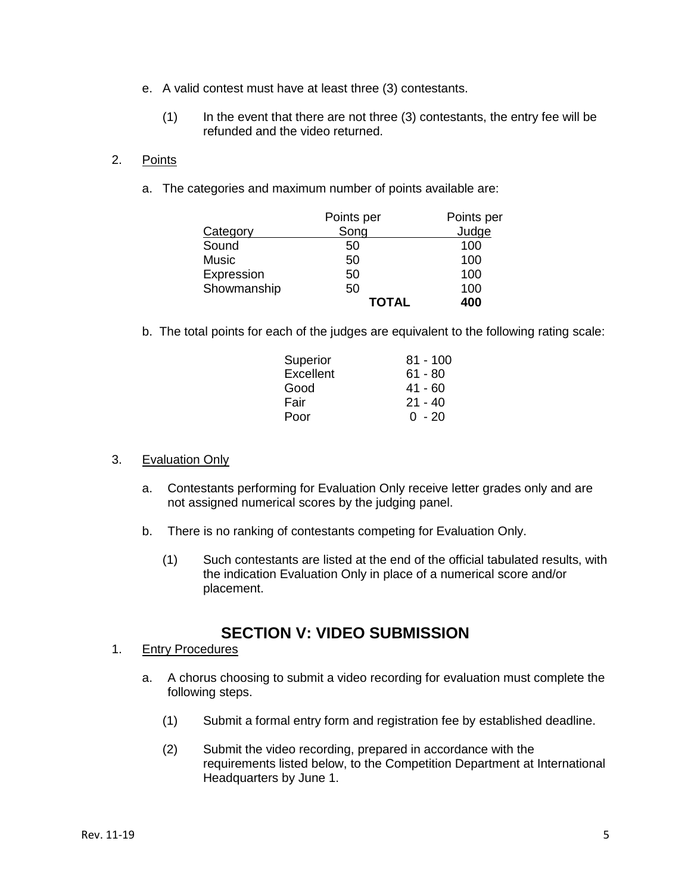e. A valid contest must have at least three (3) contestants.

   (1) In the event that there are not three (3) contestants, the entry fee will be refunded and the video returned.

2. Points

   a. The categories and maximum number of points available are:

| Category | Points per Song | Points per Judge |
|---|---|---|
| Sound | 50 | 100 |
| Music | 50 | 100 |
| Expression | 50 | 100 |
| Showmanship | 50 | 100 |
| | **TOTAL** | **400** |

   b. The total points for each of the judges are equivalent to the following rating scale:

| | |
|---|---|
| Superior | 81 - 100 |
| Excellent | 61 - 80 |
| Good | 41 - 60 |
| Fair | 21 - 40 |
| Poor | 0 - 20 |

3. Evaluation Only

   a. Contestants performing for Evaluation Only receive letter grades only and are not assigned numerical scores by the judging panel.

   b. There is no ranking of contestants competing for Evaluation Only.

      (1) Such contestants are listed at the end of the official tabulated results, with the indication Evaluation Only in place of a numerical score and/or placement.

## SECTION V: VIDEO SUBMISSION

1. Entry Procedures

   a. A chorus choosing to submit a video recording for evaluation must complete the following steps.

      (1) Submit a formal entry form and registration fee by established deadline.

      (2) Submit the video recording, prepared in accordance with the requirements listed below, to the Competition Department at International Headquarters by June 1.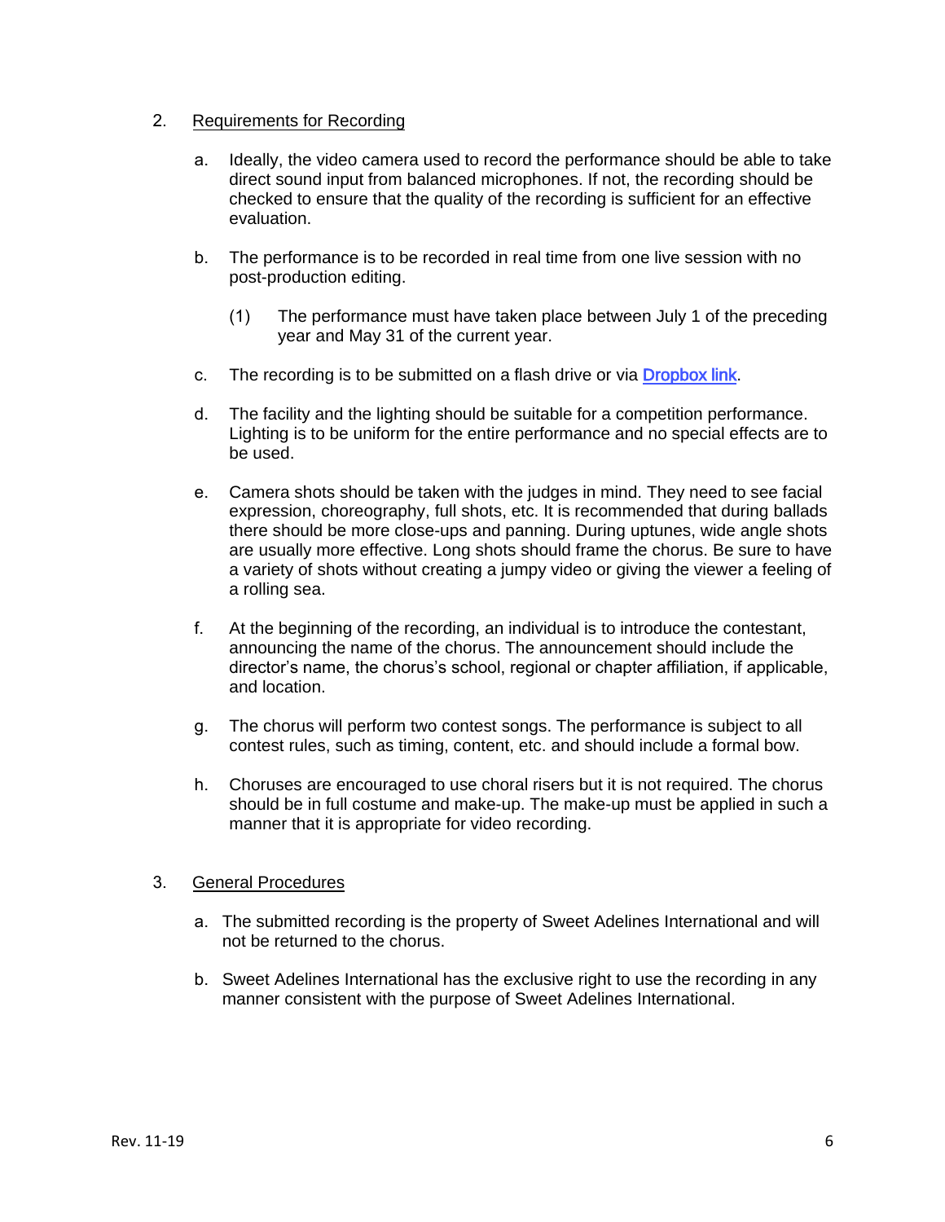2. <u>Requirements for Recording</u>

   a. Ideally, the video camera used to record the performance should be able to take direct sound input from balanced microphones. If not, the recording should be checked to ensure that the quality of the recording is sufficient for an effective evaluation.

   b. The performance is to be recorded in real time from one live session with no post-production editing.

      (1) The performance must have taken place between July 1 of the preceding year and May 31 of the current year.

   c. The recording is to be submitted on a flash drive or via [Dropbox link](Dropbox link).

   d. The facility and the lighting should be suitable for a competition performance. Lighting is to be uniform for the entire performance and no special effects are to be used.

   e. Camera shots should be taken with the judges in mind. They need to see facial expression, choreography, full shots, etc. It is recommended that during ballads there should be more close-ups and panning. During uptunes, wide angle shots are usually more effective. Long shots should frame the chorus. Be sure to have a variety of shots without creating a jumpy video or giving the viewer a feeling of a rolling sea.

   f. At the beginning of the recording, an individual is to introduce the contestant, announcing the name of the chorus. The announcement should include the director's name, the chorus's school, regional or chapter affiliation, if applicable, and location.

   g. The chorus will perform two contest songs. The performance is subject to all contest rules, such as timing, content, etc. and should include a formal bow.

   h. Choruses are encouraged to use choral risers but it is not required. The chorus should be in full costume and make-up. The make-up must be applied in such a manner that it is appropriate for video recording.

3. <u>General Procedures</u>

   a. The submitted recording is the property of Sweet Adelines International and will not be returned to the chorus.

   b. Sweet Adelines International has the exclusive right to use the recording in any manner consistent with the purpose of Sweet Adelines International.

Rev. 11-19